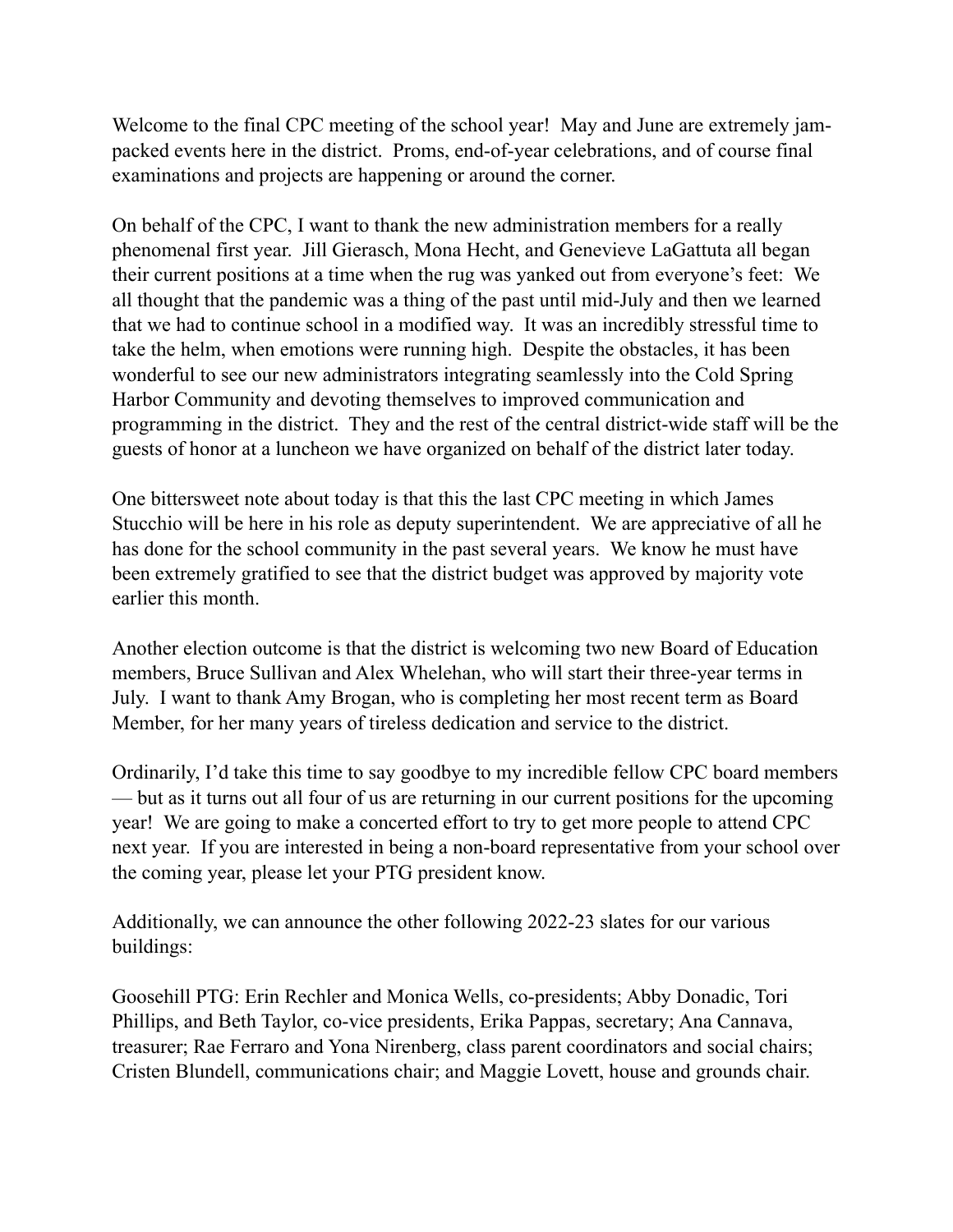Welcome to the final CPC meeting of the school year! May and June are extremely jam-packed events here in the district. Proms, end-of-year celebrations, and of course final examinations and projects are happening or around the corner.

On behalf of the CPC, I want to thank the new administration members for a really phenomenal first year. Jill Gierasch, Mona Hecht, and Genevieve LaGattuta all began their current positions at a time when the rug was yanked out from everyone's feet: We all thought that the pandemic was a thing of the past until mid-July and then we learned that we had to continue school in a modified way. It was an incredibly stressful time to take the helm, when emotions were running high. Despite the obstacles, it has been wonderful to see our new administrators integrating seamlessly into the Cold Spring Harbor Community and devoting themselves to improved communication and programming in the district. They and the rest of the central district-wide staff will be the guests of honor at a luncheon we have organized on behalf of the district later today.

One bittersweet note about today is that this the last CPC meeting in which James Stucchio will be here in his role as deputy superintendent. We are appreciative of all he has done for the school community in the past several years. We know he must have been extremely gratified to see that the district budget was approved by majority vote earlier this month.

Another election outcome is that the district is welcoming two new Board of Education members, Bruce Sullivan and Alex Whelehan, who will start their three-year terms in July. I want to thank Amy Brogan, who is completing her most recent term as Board Member, for her many years of tireless dedication and service to the district.

Ordinarily, I'd take this time to say goodbye to my incredible fellow CPC board members — but as it turns out all four of us are returning in our current positions for the upcoming year! We are going to make a concerted effort to try to get more people to attend CPC next year. If you are interested in being a non-board representative from your school over the coming year, please let your PTG president know.

Additionally, we can announce the other following 2022-23 slates for our various buildings:

Goosehill PTG: Erin Rechler and Monica Wells, co-presidents; Abby Donadic, Tori Phillips, and Beth Taylor, co-vice presidents, Erika Pappas, secretary; Ana Cannava, treasurer; Rae Ferraro and Yona Nirenberg, class parent coordinators and social chairs; Cristen Blundell, communications chair; and Maggie Lovett, house and grounds chair.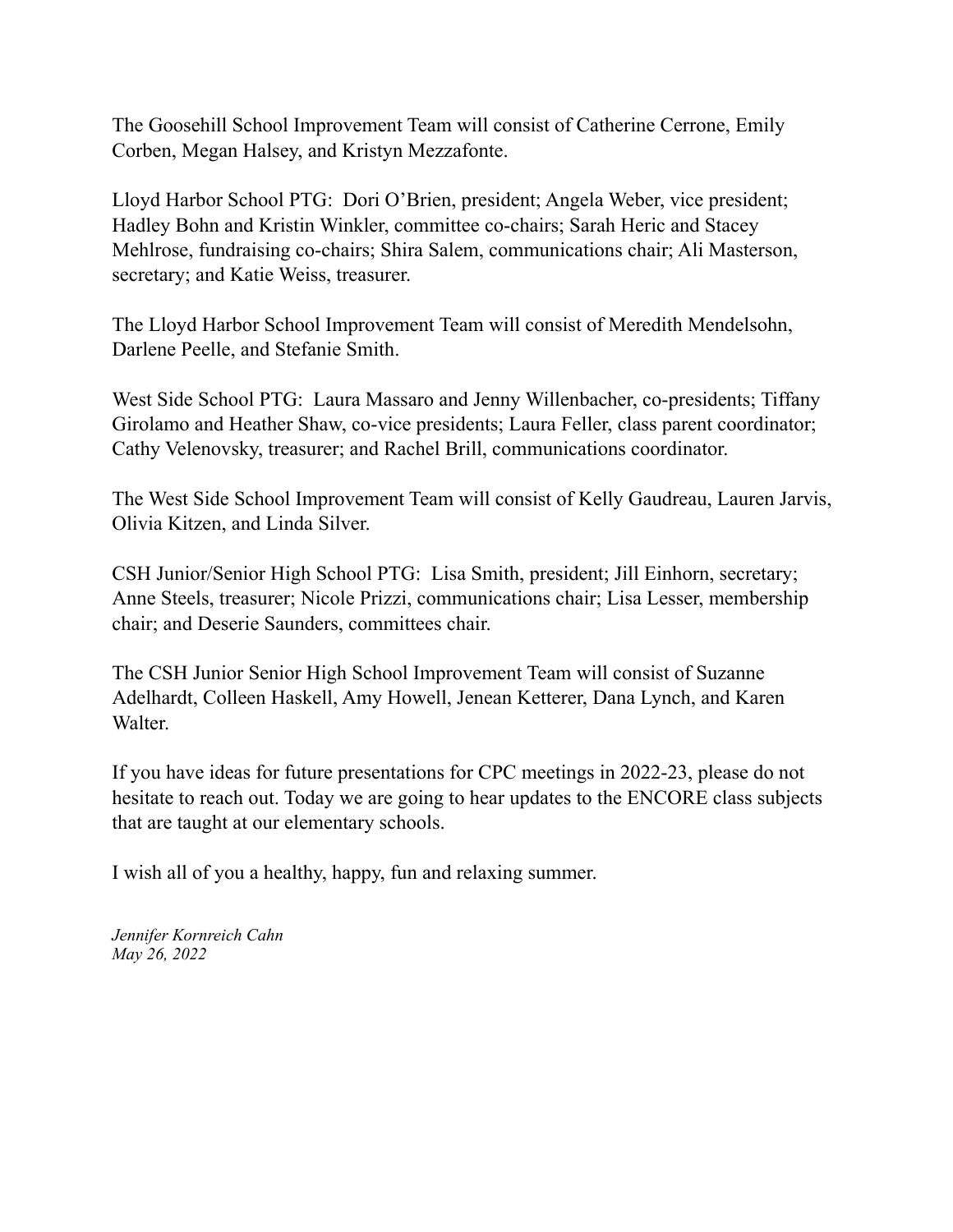The Goosehill School Improvement Team will consist of Catherine Cerrone, Emily Corben, Megan Halsey, and Kristyn Mezzafonte.

Lloyd Harbor School PTG:  Dori O'Brien, president; Angela Weber, vice president; Hadley Bohn and Kristin Winkler, committee co-chairs; Sarah Heric and Stacey Mehlrose, fundraising co-chairs; Shira Salem, communications chair; Ali Masterson, secretary; and Katie Weiss, treasurer.

The Lloyd Harbor School Improvement Team will consist of Meredith Mendelsohn, Darlene Peelle, and Stefanie Smith.

West Side School PTG:  Laura Massaro and Jenny Willenbacher, co-presidents; Tiffany Girolamo and Heather Shaw, co-vice presidents; Laura Feller, class parent coordinator; Cathy Velenovsky, treasurer; and Rachel Brill, communications coordinator.

The West Side School Improvement Team will consist of Kelly Gaudreau, Lauren Jarvis, Olivia Kitzen, and Linda Silver.

CSH Junior/Senior High School PTG:  Lisa Smith, president; Jill Einhorn, secretary; Anne Steels, treasurer; Nicole Prizzi, communications chair; Lisa Lesser, membership chair; and Deserie Saunders, committees chair.

The CSH Junior Senior High School Improvement Team will consist of Suzanne Adelhardt, Colleen Haskell, Amy Howell, Jenean Ketterer, Dana Lynch, and Karen Walter.

If you have ideas for future presentations for CPC meetings in 2022-23, please do not hesitate to reach out. Today we are going to hear updates to the ENCORE class subjects that are taught at our elementary schools.

I wish all of you a healthy, happy, fun and relaxing summer.

*Jennifer Kornreich Cahn*
*May 26, 2022*